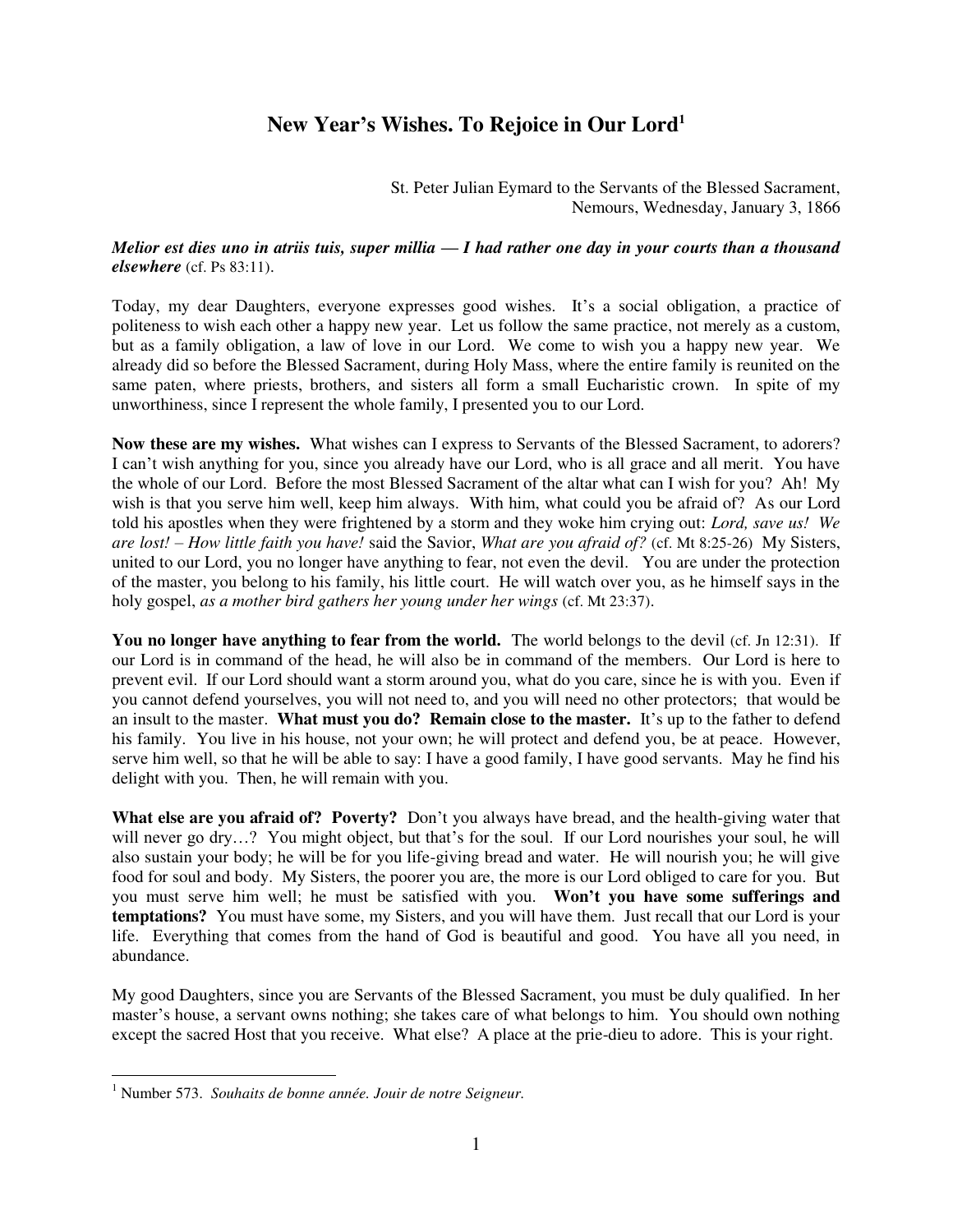# New Year's Wishes. To Rejoice in Our Lord[1]

St. Peter Julian Eymard to the Servants of the Blessed Sacrament,
Nemours, Wednesday, January 3, 1866

***Melior est dies uno in atriis tuis, super millia — I had rather one day in your courts than a thousand elsewhere*** (cf. Ps 83:11).

Today, my dear Daughters, everyone expresses good wishes. It's a social obligation, a practice of politeness to wish each other a happy new year. Let us follow the same practice, not merely as a custom, but as a family obligation, a law of love in our Lord. We come to wish you a happy new year. We already did so before the Blessed Sacrament, during Holy Mass, where the entire family is reunited on the same paten, where priests, brothers, and sisters all form a small Eucharistic crown. In spite of my unworthiness, since I represent the whole family, I presented you to our Lord.

**Now these are my wishes.** What wishes can I express to Servants of the Blessed Sacrament, to adorers? I can't wish anything for you, since you already have our Lord, who is all grace and all merit. You have the whole of our Lord. Before the most Blessed Sacrament of the altar what can I wish for you? Ah! My wish is that you serve him well, keep him always. With him, what could you be afraid of? As our Lord told his apostles when they were frightened by a storm and they woke him crying out: *Lord, save us! We are lost! – How little faith you have!* said the Savior, *What are you afraid of?* (cf. Mt 8:25-26) My Sisters, united to our Lord, you no longer have anything to fear, not even the devil. You are under the protection of the master, you belong to his family, his little court. He will watch over you, as he himself says in the holy gospel, *as a mother bird gathers her young under her wings* (cf. Mt 23:37).

**You no longer have anything to fear from the world.** The world belongs to the devil (cf. Jn 12:31). If our Lord is in command of the head, he will also be in command of the members. Our Lord is here to prevent evil. If our Lord should want a storm around you, what do you care, since he is with you. Even if you cannot defend yourselves, you will not need to, and you will need no other protectors; that would be an insult to the master. **What must you do? Remain close to the master.** It's up to the father to defend his family. You live in his house, not your own; he will protect and defend you, be at peace. However, serve him well, so that he will be able to say: I have a good family, I have good servants. May he find his delight with you. Then, he will remain with you.

**What else are you afraid of? Poverty?** Don't you always have bread, and the health-giving water that will never go dry…? You might object, but that's for the soul. If our Lord nourishes your soul, he will also sustain your body; he will be for you life-giving bread and water. He will nourish you; he will give food for soul and body. My Sisters, the poorer you are, the more is our Lord obliged to care for you. But you must serve him well; he must be satisfied with you. **Won't you have some sufferings and temptations?** You must have some, my Sisters, and you will have them. Just recall that our Lord is your life. Everything that comes from the hand of God is beautiful and good. You have all you need, in abundance.

My good Daughters, since you are Servants of the Blessed Sacrament, you must be duly qualified. In her master's house, a servant owns nothing; she takes care of what belongs to him. You should own nothing except the sacred Host that you receive. What else? A place at the prie-dieu to adore. This is your right.

---

[1] Number 573. *Souhaits de bonne année. Jouir de notre Seigneur.*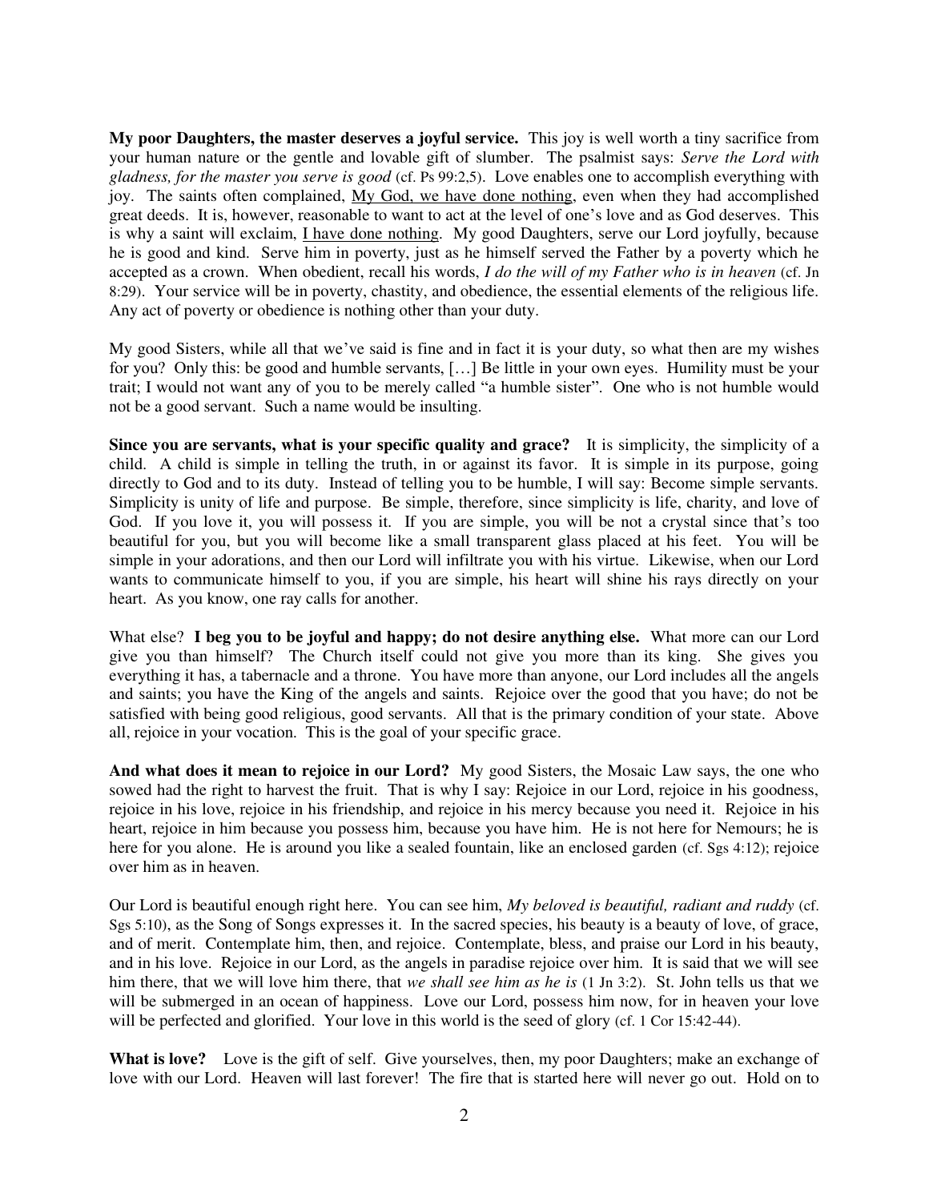**My poor Daughters, the master deserves a joyful service.** This joy is well worth a tiny sacrifice from your human nature or the gentle and lovable gift of slumber. The psalmist says: *Serve the Lord with gladness, for the master you serve is good* (cf. Ps 99:2,5). Love enables one to accomplish everything with joy. The saints often complained, <u>My God, we have done nothing</u>, even when they had accomplished great deeds. It is, however, reasonable to want to act at the level of one's love and as God deserves. This is why a saint will exclaim, <u>I have done nothing</u>. My good Daughters, serve our Lord joyfully, because he is good and kind. Serve him in poverty, just as he himself served the Father by a poverty which he accepted as a crown. When obedient, recall his words, *I do the will of my Father who is in heaven* (cf. Jn 8:29). Your service will be in poverty, chastity, and obedience, the essential elements of the religious life. Any act of poverty or obedience is nothing other than your duty.

My good Sisters, while all that we've said is fine and in fact it is your duty, so what then are my wishes for you? Only this: be good and humble servants, […] Be little in your own eyes. Humility must be your trait; I would not want any of you to be merely called "a humble sister". One who is not humble would not be a good servant. Such a name would be insulting.

**Since you are servants, what is your specific quality and grace?** It is simplicity, the simplicity of a child. A child is simple in telling the truth, in or against its favor. It is simple in its purpose, going directly to God and to its duty. Instead of telling you to be humble, I will say: Become simple servants. Simplicity is unity of life and purpose. Be simple, therefore, since simplicity is life, charity, and love of God. If you love it, you will possess it. If you are simple, you will be not a crystal since that's too beautiful for you, but you will become like a small transparent glass placed at his feet. You will be simple in your adorations, and then our Lord will infiltrate you with his virtue. Likewise, when our Lord wants to communicate himself to you, if you are simple, his heart will shine his rays directly on your heart. As you know, one ray calls for another.

What else? **I beg you to be joyful and happy; do not desire anything else.** What more can our Lord give you than himself? The Church itself could not give you more than its king. She gives you everything it has, a tabernacle and a throne. You have more than anyone, our Lord includes all the angels and saints; you have the King of the angels and saints. Rejoice over the good that you have; do not be satisfied with being good religious, good servants. All that is the primary condition of your state. Above all, rejoice in your vocation. This is the goal of your specific grace.

**And what does it mean to rejoice in our Lord?** My good Sisters, the Mosaic Law says, the one who sowed had the right to harvest the fruit. That is why I say: Rejoice in our Lord, rejoice in his goodness, rejoice in his love, rejoice in his friendship, and rejoice in his mercy because you need it. Rejoice in his heart, rejoice in him because you possess him, because you have him. He is not here for Nemours; he is here for you alone. He is around you like a sealed fountain, like an enclosed garden (cf. Sgs 4:12); rejoice over him as in heaven.

Our Lord is beautiful enough right here. You can see him, *My beloved is beautiful, radiant and ruddy* (cf. Sgs 5:10), as the Song of Songs expresses it. In the sacred species, his beauty is a beauty of love, of grace, and of merit. Contemplate him, then, and rejoice. Contemplate, bless, and praise our Lord in his beauty, and in his love. Rejoice in our Lord, as the angels in paradise rejoice over him. It is said that we will see him there, that we will love him there, that *we shall see him as he is* (1 Jn 3:2). St. John tells us that we will be submerged in an ocean of happiness. Love our Lord, possess him now, for in heaven your love will be perfected and glorified. Your love in this world is the seed of glory (cf. 1 Cor 15:42-44).

**What is love?** Love is the gift of self. Give yourselves, then, my poor Daughters; make an exchange of love with our Lord. Heaven will last forever! The fire that is started here will never go out. Hold on to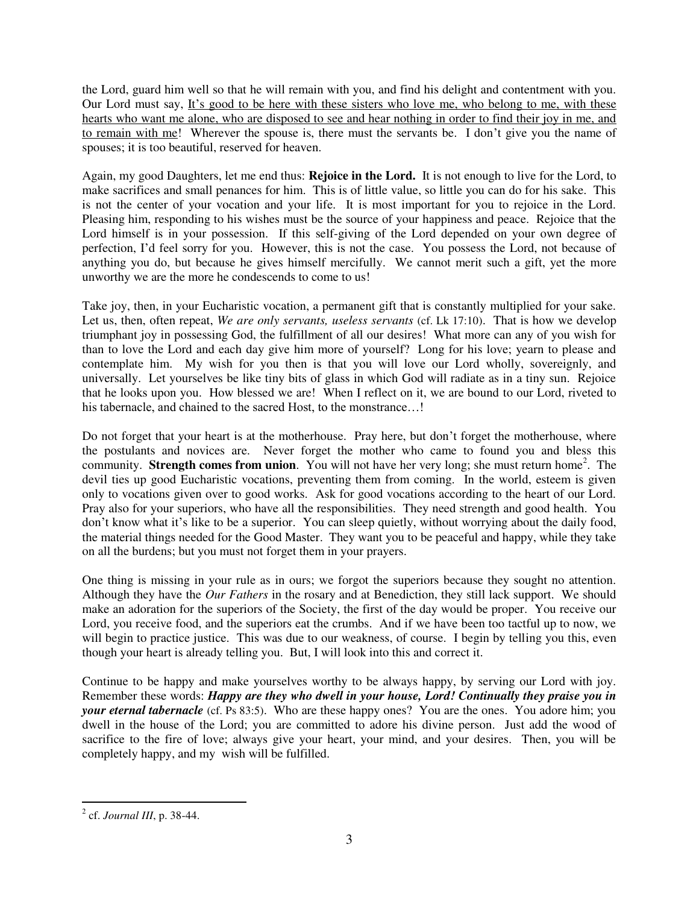the Lord, guard him well so that he will remain with you, and find his delight and contentment with you. Our Lord must say, <u>It's good to be here with these sisters who love me, who belong to me, with these hearts who want me alone, who are disposed to see and hear nothing in order to find their joy in me, and to remain with me</u>! Wherever the spouse is, there must the servants be. I don't give you the name of spouses; it is too beautiful, reserved for heaven.

Again, my good Daughters, let me end thus: **Rejoice in the Lord.** It is not enough to live for the Lord, to make sacrifices and small penances for him. This is of little value, so little you can do for his sake. This is not the center of your vocation and your life. It is most important for you to rejoice in the Lord. Pleasing him, responding to his wishes must be the source of your happiness and peace. Rejoice that the Lord himself is in your possession. If this self-giving of the Lord depended on your own degree of perfection, I'd feel sorry for you. However, this is not the case. You possess the Lord, not because of anything you do, but because he gives himself mercifully. We cannot merit such a gift, yet the more unworthy we are the more he condescends to come to us!

Take joy, then, in your Eucharistic vocation, a permanent gift that is constantly multiplied for your sake. Let us, then, often repeat, *We are only servants, useless servants* (cf. Lk 17:10). That is how we develop triumphant joy in possessing God, the fulfillment of all our desires! What more can any of you wish for than to love the Lord and each day give him more of yourself? Long for his love; yearn to please and contemplate him. My wish for you then is that you will love our Lord wholly, sovereignly, and universally. Let yourselves be like tiny bits of glass in which God will radiate as in a tiny sun. Rejoice that he looks upon you. How blessed we are! When I reflect on it, we are bound to our Lord, riveted to his tabernacle, and chained to the sacred Host, to the monstrance…!

Do not forget that your heart is at the motherhouse. Pray here, but don't forget the motherhouse, where the postulants and novices are. Never forget the mother who came to found you and bless this community. **Strength comes from union**. You will not have her very long; she must return home[2]. The devil ties up good Eucharistic vocations, preventing them from coming. In the world, esteem is given only to vocations given over to good works. Ask for good vocations according to the heart of our Lord. Pray also for your superiors, who have all the responsibilities. They need strength and good health. You don't know what it's like to be a superior. You can sleep quietly, without worrying about the daily food, the material things needed for the Good Master. They want you to be peaceful and happy, while they take on all the burdens; but you must not forget them in your prayers.

One thing is missing in your rule as in ours; we forgot the superiors because they sought no attention. Although they have the *Our Fathers* in the rosary and at Benediction, they still lack support. We should make an adoration for the superiors of the Society, the first of the day would be proper. You receive our Lord, you receive food, and the superiors eat the crumbs. And if we have been too tactful up to now, we will begin to practice justice. This was due to our weakness, of course. I begin by telling you this, even though your heart is already telling you. But, I will look into this and correct it.

Continue to be happy and make yourselves worthy to be always happy, by serving our Lord with joy. Remember these words: ***Happy are they who dwell in your house, Lord! Continually they praise you in your eternal tabernacle*** (cf. Ps 83:5). Who are these happy ones? You are the ones. You adore him; you dwell in the house of the Lord; you are committed to adore his divine person. Just add the wood of sacrifice to the fire of love; always give your heart, your mind, and your desires. Then, you will be completely happy, and my wish will be fulfilled.

---

[2] cf. *Journal III*, p. 38-44.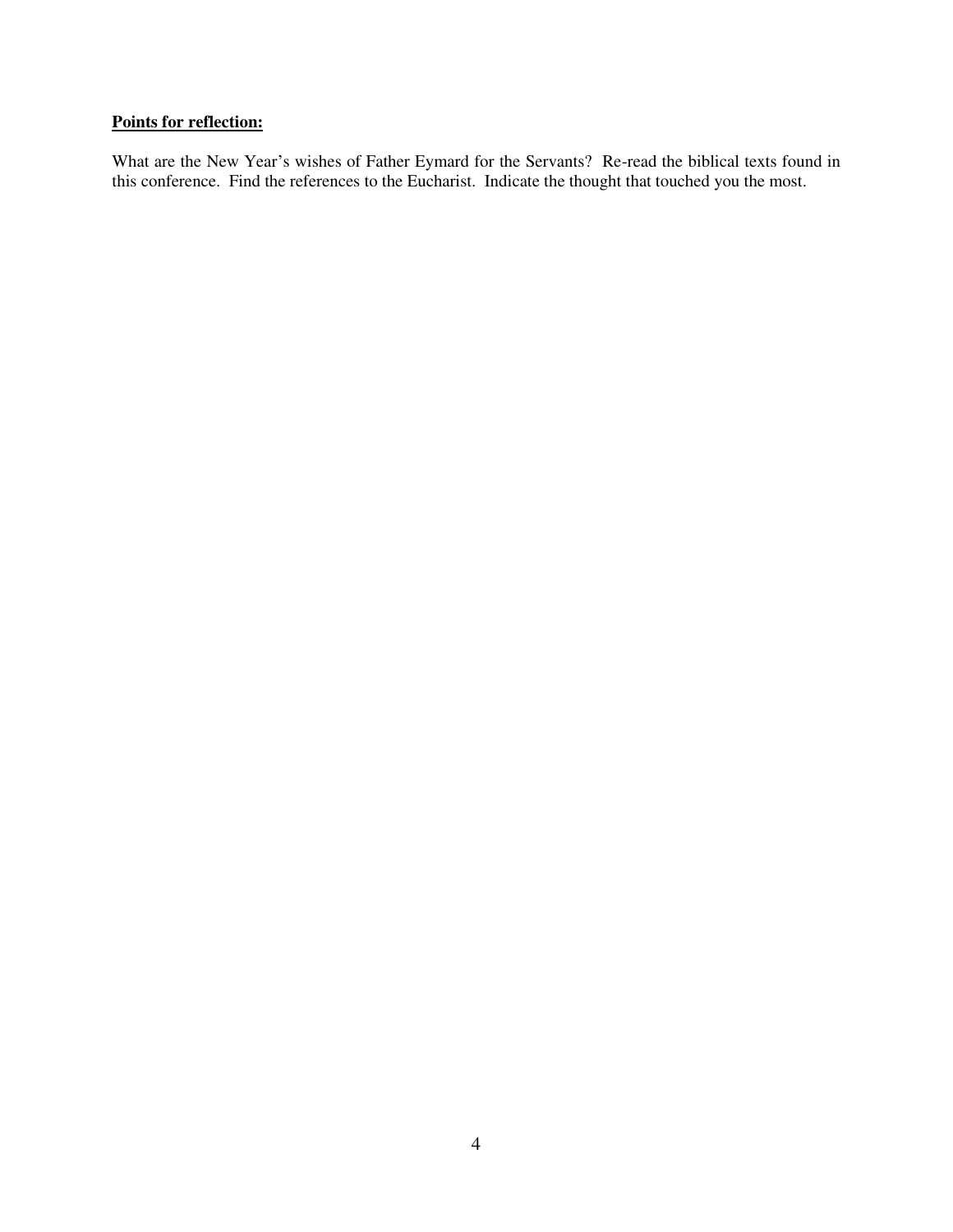**Points for reflection:**

What are the New Year's wishes of Father Eymard for the Servants? Re-read the biblical texts found in this conference. Find the references to the Eucharist. Indicate the thought that touched you the most.